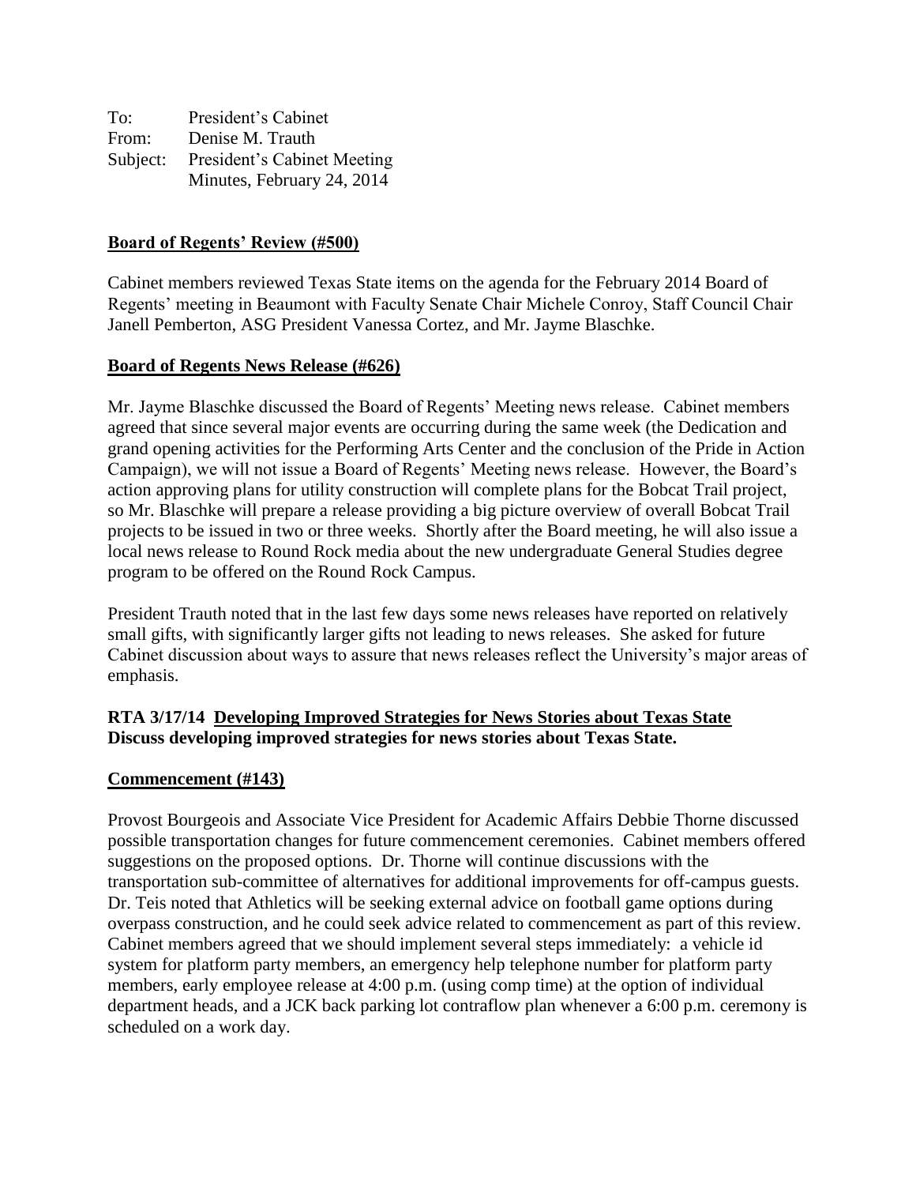To: President's Cabinet
From: Denise M. Trauth
Subject: President's Cabinet Meeting
Minutes, February 24, 2014

**Board of Regents' Review (#500)**

Cabinet members reviewed Texas State items on the agenda for the February 2014 Board of Regents' meeting in Beaumont with Faculty Senate Chair Michele Conroy, Staff Council Chair Janell Pemberton, ASG President Vanessa Cortez, and Mr. Jayme Blaschke.

**Board of Regents News Release (#626)**

Mr. Jayme Blaschke discussed the Board of Regents' Meeting news release. Cabinet members agreed that since several major events are occurring during the same week (the Dedication and grand opening activities for the Performing Arts Center and the conclusion of the Pride in Action Campaign), we will not issue a Board of Regents' Meeting news release. However, the Board's action approving plans for utility construction will complete plans for the Bobcat Trail project, so Mr. Blaschke will prepare a release providing a big picture overview of overall Bobcat Trail projects to be issued in two or three weeks. Shortly after the Board meeting, he will also issue a local news release to Round Rock media about the new undergraduate General Studies degree program to be offered on the Round Rock Campus.

President Trauth noted that in the last few days some news releases have reported on relatively small gifts, with significantly larger gifts not leading to news releases. She asked for future Cabinet discussion about ways to assure that news releases reflect the University's major areas of emphasis.

**RTA 3/17/14 Developing Improved Strategies for News Stories about Texas State**
**Discuss developing improved strategies for news stories about Texas State.**

**Commencement (#143)**

Provost Bourgeois and Associate Vice President for Academic Affairs Debbie Thorne discussed possible transportation changes for future commencement ceremonies. Cabinet members offered suggestions on the proposed options. Dr. Thorne will continue discussions with the transportation sub-committee of alternatives for additional improvements for off-campus guests. Dr. Teis noted that Athletics will be seeking external advice on football game options during overpass construction, and he could seek advice related to commencement as part of this review. Cabinet members agreed that we should implement several steps immediately: a vehicle id system for platform party members, an emergency help telephone number for platform party members, early employee release at 4:00 p.m. (using comp time) at the option of individual department heads, and a JCK back parking lot contraflow plan whenever a 6:00 p.m. ceremony is scheduled on a work day.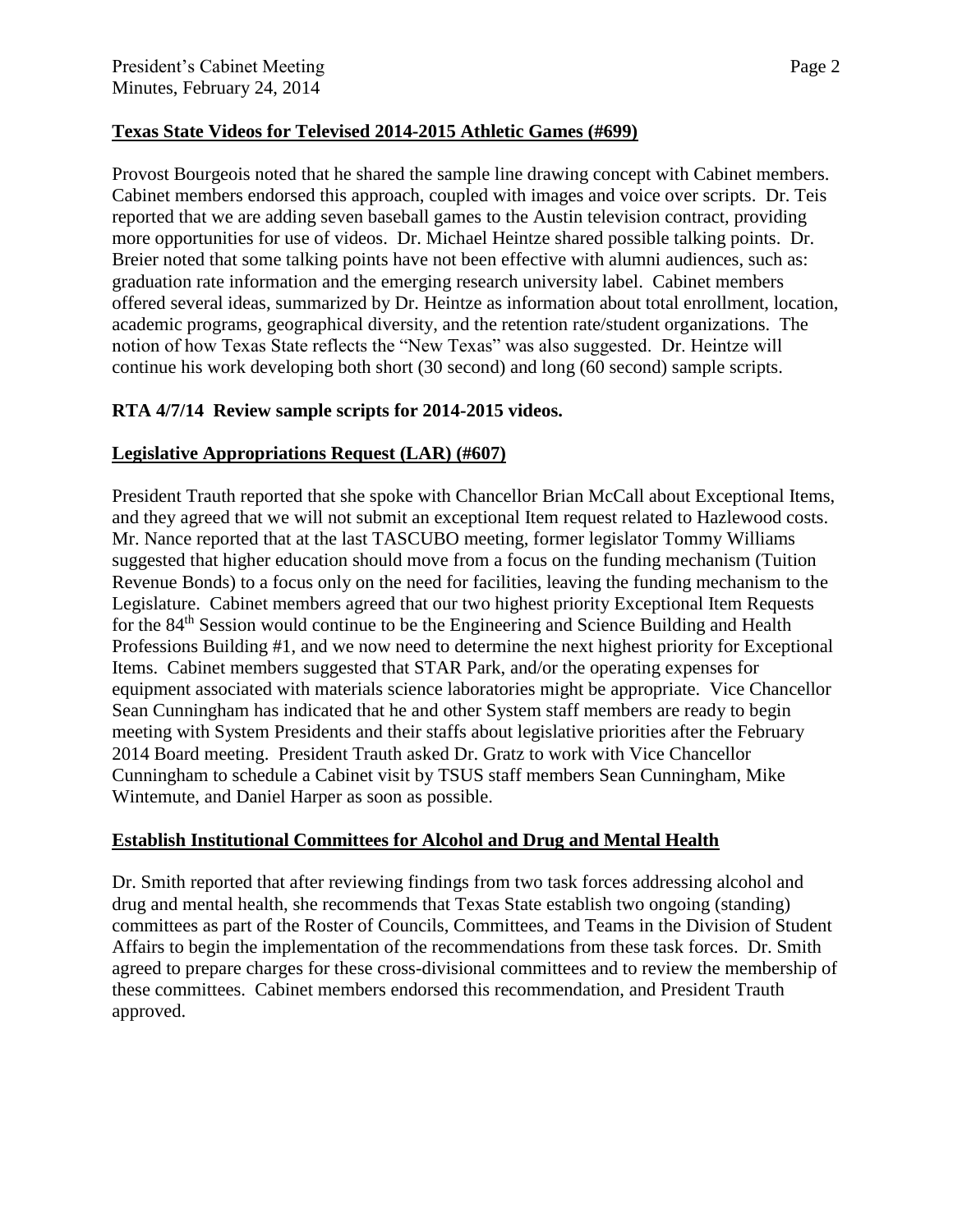## Texas State Videos for Televised 2014-2015 Athletic Games (#699)

Provost Bourgeois noted that he shared the sample line drawing concept with Cabinet members. Cabinet members endorsed this approach, coupled with images and voice over scripts. Dr. Teis reported that we are adding seven baseball games to the Austin television contract, providing more opportunities for use of videos. Dr. Michael Heintze shared possible talking points. Dr. Breier noted that some talking points have not been effective with alumni audiences, such as: graduation rate information and the emerging research university label. Cabinet members offered several ideas, summarized by Dr. Heintze as information about total enrollment, location, academic programs, geographical diversity, and the retention rate/student organizations. The notion of how Texas State reflects the "New Texas" was also suggested. Dr. Heintze will continue his work developing both short (30 second) and long (60 second) sample scripts.

**RTA 4/7/14 Review sample scripts for 2014-2015 videos.**

## Legislative Appropriations Request (LAR) (#607)

President Trauth reported that she spoke with Chancellor Brian McCall about Exceptional Items, and they agreed that we will not submit an exceptional Item request related to Hazlewood costs. Mr. Nance reported that at the last TASCUBO meeting, former legislator Tommy Williams suggested that higher education should move from a focus on the funding mechanism (Tuition Revenue Bonds) to a focus only on the need for facilities, leaving the funding mechanism to the Legislature. Cabinet members agreed that our two highest priority Exceptional Item Requests for the 84th Session would continue to be the Engineering and Science Building and Health Professions Building #1, and we now need to determine the next highest priority for Exceptional Items. Cabinet members suggested that STAR Park, and/or the operating expenses for equipment associated with materials science laboratories might be appropriate. Vice Chancellor Sean Cunningham has indicated that he and other System staff members are ready to begin meeting with System Presidents and their staffs about legislative priorities after the February 2014 Board meeting. President Trauth asked Dr. Gratz to work with Vice Chancellor Cunningham to schedule a Cabinet visit by TSUS staff members Sean Cunningham, Mike Wintemute, and Daniel Harper as soon as possible.

## Establish Institutional Committees for Alcohol and Drug and Mental Health

Dr. Smith reported that after reviewing findings from two task forces addressing alcohol and drug and mental health, she recommends that Texas State establish two ongoing (standing) committees as part of the Roster of Councils, Committees, and Teams in the Division of Student Affairs to begin the implementation of the recommendations from these task forces. Dr. Smith agreed to prepare charges for these cross-divisional committees and to review the membership of these committees. Cabinet members endorsed this recommendation, and President Trauth approved.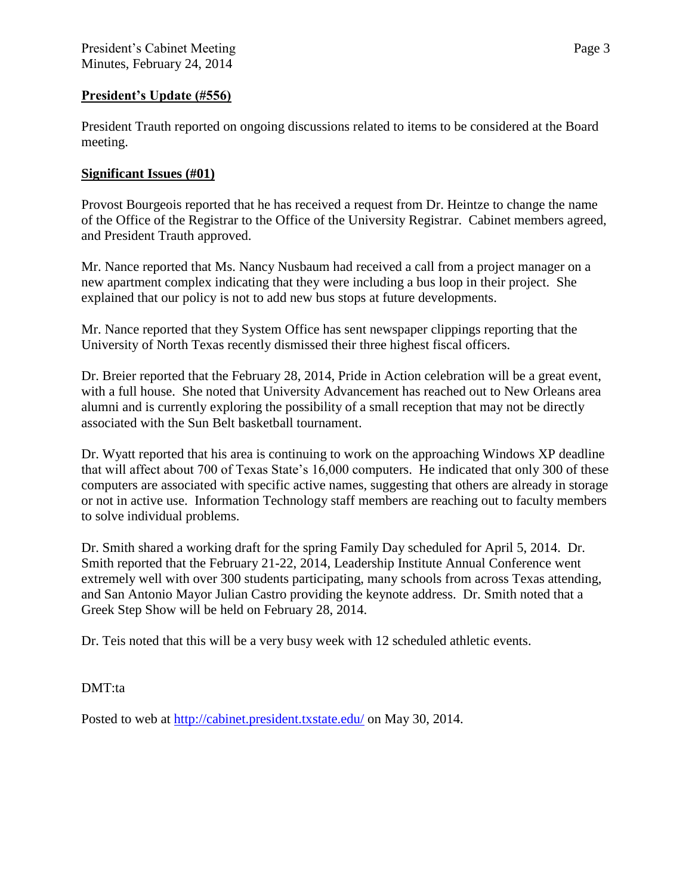**President's Update (#556)**

President Trauth reported on ongoing discussions related to items to be considered at the Board meeting.

**Significant Issues (#01)**

Provost Bourgeois reported that he has received a request from Dr. Heintze to change the name of the Office of the Registrar to the Office of the University Registrar. Cabinet members agreed, and President Trauth approved.

Mr. Nance reported that Ms. Nancy Nusbaum had received a call from a project manager on a new apartment complex indicating that they were including a bus loop in their project. She explained that our policy is not to add new bus stops at future developments.

Mr. Nance reported that they System Office has sent newspaper clippings reporting that the University of North Texas recently dismissed their three highest fiscal officers.

Dr. Breier reported that the February 28, 2014, Pride in Action celebration will be a great event, with a full house. She noted that University Advancement has reached out to New Orleans area alumni and is currently exploring the possibility of a small reception that may not be directly associated with the Sun Belt basketball tournament.

Dr. Wyatt reported that his area is continuing to work on the approaching Windows XP deadline that will affect about 700 of Texas State's 16,000 computers. He indicated that only 300 of these computers are associated with specific active names, suggesting that others are already in storage or not in active use. Information Technology staff members are reaching out to faculty members to solve individual problems.

Dr. Smith shared a working draft for the spring Family Day scheduled for April 5, 2014. Dr. Smith reported that the February 21-22, 2014, Leadership Institute Annual Conference went extremely well with over 300 students participating, many schools from across Texas attending, and San Antonio Mayor Julian Castro providing the keynote address. Dr. Smith noted that a Greek Step Show will be held on February 28, 2014.

Dr. Teis noted that this will be a very busy week with 12 scheduled athletic events.

DMT:ta

Posted to web at http://cabinet.president.txstate.edu/ on May 30, 2014.